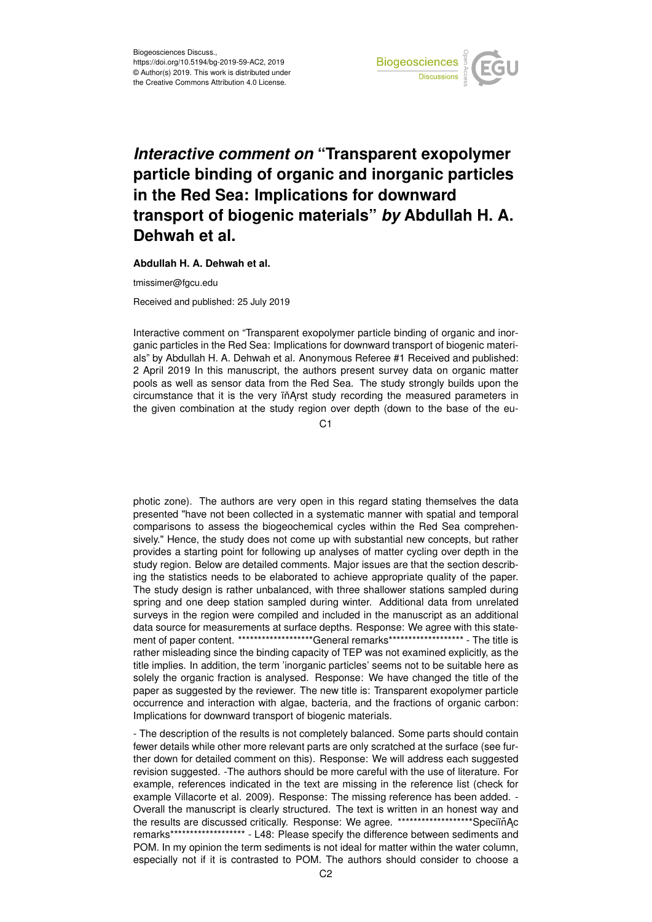Biogeosciences Discuss.,
https://doi.org/10.5194/bg-2019-59-AC2, 2019
© Author(s) 2019. This work is distributed under
the Creative Commons Attribution 4.0 License.

# *Interactive comment on* "Transparent exopolymer particle binding of organic and inorganic particles in the Red Sea: Implications for downward transport of biogenic materials" *by* Abdullah H. A. Dehwah et al.

**Abdullah H. A. Dehwah et al.**

tmissimer@fgcu.edu

Received and published: 25 July 2019

Interactive comment on "Transparent exopolymer particle binding of organic and inorganic particles in the Red Sea: Implications for downward transport of biogenic materials" by Abdullah H. A. Dehwah et al. Anonymous Referee #1 Received and published: 2 April 2019 In this manuscript, the authors present survey data on organic matter pools as well as sensor data from the Red Sea. The study strongly builds upon the circumstance that it is the very ïňĄrst study recording the measured parameters in the given combination at the study region over depth (down to the base of the euphotic zone). The authors are very open in this regard stating themselves the data presented "have not been collected in a systematic manner with spatial and temporal comparisons to assess the biogeochemical cycles within the Red Sea comprehensively." Hence, the study does not come up with substantial new concepts, but rather provides a starting point for following up analyses of matter cycling over depth in the study region. Below are detailed comments. Major issues are that the section describing the statistics needs to be elaborated to achieve appropriate quality of the paper. The study design is rather unbalanced, with three shallower stations sampled during spring and one deep station sampled during winter. Additional data from unrelated surveys in the region were compiled and included in the manuscript as an additional data source for measurements at surface depths. Response: We agree with this statement of paper content. *******************General remarks******************* - The title is rather misleading since the binding capacity of TEP was not examined explicitly, as the title implies. In addition, the term 'inorganic particles' seems not to be suitable here as solely the organic fraction is analysed. Response: We have changed the title of the paper as suggested by the reviewer. The new title is: Transparent exopolymer particle occurrence and interaction with algae, bacteria, and the fractions of organic carbon: Implications for downward transport of biogenic materials.

- The description of the results is not completely balanced. Some parts should contain fewer details while other more relevant parts are only scratched at the surface (see further down for detailed comment on this). Response: We will address each suggested revision suggested. -The authors should be more careful with the use of literature. For example, references indicated in the text are missing in the reference list (check for example Villacorte et al. 2009). Response: The missing reference has been added. - Overall the manuscript is clearly structured. The text is written in an honest way and the results are discussed critically. Response: We agree. *******************SpeciïňĄc remarks******************* - L48: Please specify the difference between sediments and POM. In my opinion the term sediments is not ideal for matter within the water column, especially not if it is contrasted to POM. The authors should consider to choose a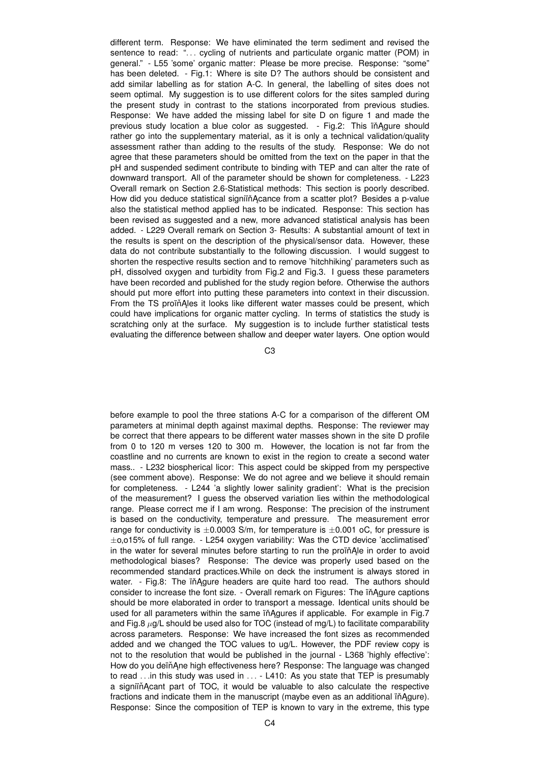different term. Response: We have eliminated the term sediment and revised the sentence to read: "... cycling of nutrients and particulate organic matter (POM) in general." - L55 'some' organic matter: Please be more precise. Response: "some" has been deleted. - Fig.1: Where is site D? The authors should be consistent and add similar labelling as for station A-C. In general, the labelling of sites does not seem optimal. My suggestion is to use different colors for the sites sampled during the present study in contrast to the stations incorporated from previous studies. Response: We have added the missing label for site D on figure 1 and made the previous study location a blue color as suggested. - Fig.2: This figure should rather go into the supplementary material, as it is only a technical validation/quality assessment rather than adding to the results of the study. Response: We do not agree that these parameters should be omitted from the text on the paper in that the pH and suspended sediment contribute to binding with TEP and can alter the rate of downward transport. All of the parameter should be shown for completeness. - L223 Overall remark on Section 2.6-Statistical methods: This section is poorly described. How did you deduce statistical significance from a scatter plot? Besides a p-value also the statistical method applied has to be indicated. Response: This section has been revised as suggested and a new, more advanced statistical analysis has been added. - L229 Overall remark on Section 3- Results: A substantial amount of text in the results is spent on the description of the physical/sensor data. However, these data do not contribute substantially to the following discussion. I would suggest to shorten the respective results section and to remove 'hitchhiking' parameters such as pH, dissolved oxygen and turbidity from Fig.2 and Fig.3. I guess these parameters have been recorded and published for the study region before. Otherwise the authors should put more effort into putting these parameters into context in their discussion. From the TS profiles it looks like different water masses could be present, which could have implications for organic matter cycling. In terms of statistics the study is scratching only at the surface. My suggestion is to include further statistical tests evaluating the difference between shallow and deeper water layers. One option would

before example to pool the three stations A-C for a comparison of the different OM parameters at minimal depth against maximal depths. Response: The reviewer may be correct that there appears to be different water masses shown in the site D profile from 0 to 120 m verses 120 to 300 m. However, the location is not far from the coastline and no currents are known to exist in the region to create a second water mass.. - L232 biospherical licor: This aspect could be skipped from my perspective (see comment above). Response: We do not agree and we believe it should remain for completeness. - L244 'a slightly lower salinity gradient': What is the precision of the measurement? I guess the observed variation lies within the methodological range. Please correct me if I am wrong. Response: The precision of the instrument is based on the conductivity, temperature and pressure. The measurement error range for conductivity is $\pm 0.0003$ S/m, for temperature is $\pm 0.001$ oC, for pressure is $\pm$o,o15% of full range. - L254 oxygen variability: Was the CTD device 'acclimatised' in the water for several minutes before starting to run the profile in order to avoid methodological biases? Response: The device was properly used based on the recommended standard practices.While on deck the instrument is always stored in water. - Fig.8: The figure headers are quite hard too read. The authors should consider to increase the font size. - Overall remark on Figures: The figure captions should be more elaborated in order to transport a message. Identical units should be used for all parameters within the same figures if applicable. For example in Fig.7 and Fig.8 $\mu$g/L should be used also for TOC (instead of mg/L) to facilitate comparability across parameters. Response: We have increased the font sizes as recommended added and we changed the TOC values to ug/L. However, the PDF review copy is not to the resolution that would be published in the journal - L368 'highly effective': How do you define high effectiveness here? Response: The language was changed to read ...in this study was used in ... - L410: As you state that TEP is presumably a significant part of TOC, it would be valuable to also calculate the respective fractions and indicate them in the manuscript (maybe even as an additional figure). Response: Since the composition of TEP is known to vary in the extreme, this type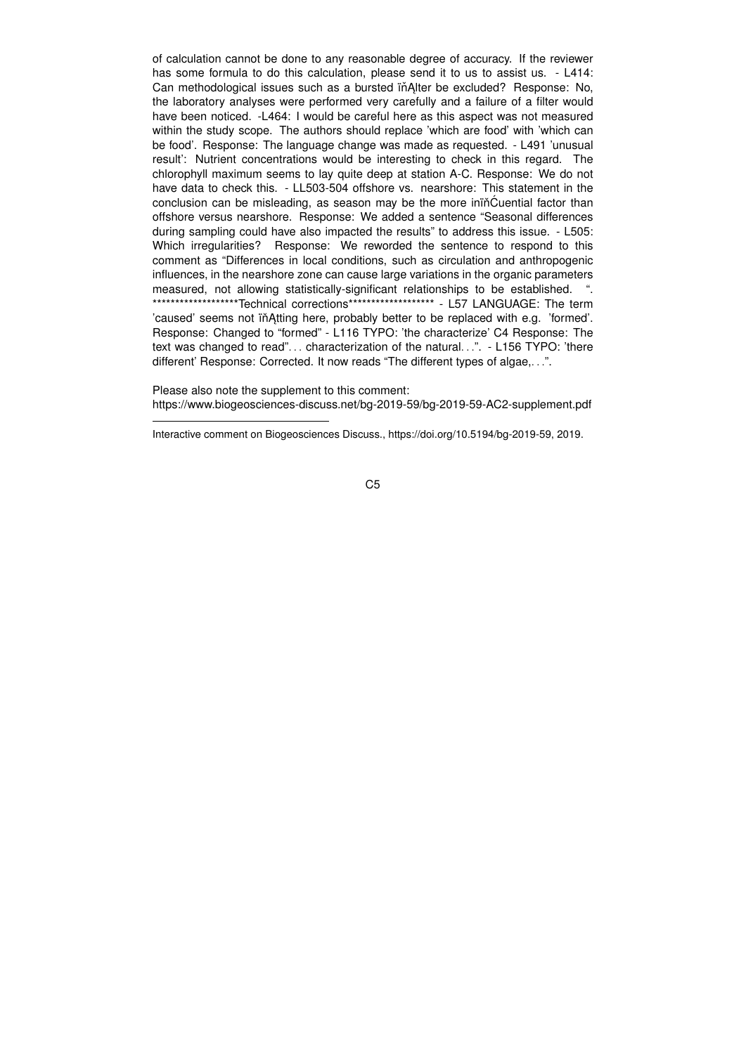of calculation cannot be done to any reasonable degree of accuracy. If the reviewer has some formula to do this calculation, please send it to us to assist us. - L414: Can methodological issues such as a bursted ïňĄlter be excluded? Response: No, the laboratory analyses were performed very carefully and a failure of a filter would have been noticed. -L464: I would be careful here as this aspect was not measured within the study scope. The authors should replace 'which are food' with 'which can be food'. Response: The language change was made as requested. - L491 'unusual result': Nutrient concentrations would be interesting to check in this regard. The chlorophyll maximum seems to lay quite deep at station A-C. Response: We do not have data to check this. - LL503-504 offshore vs. nearshore: This statement in the conclusion can be misleading, as season may be the more inïňĆuential factor than offshore versus nearshore. Response: We added a sentence "Seasonal differences during sampling could have also impacted the results" to address this issue. - L505: Which irregularities? Response: We reworded the sentence to respond to this comment as "Differences in local conditions, such as circulation and anthropogenic influences, in the nearshore zone can cause large variations in the organic parameters measured, not allowing statistically-significant relationships to be established. ". ********************Technical corrections******************** - L57 LANGUAGE: The term 'caused' seems not ïňĄtting here, probably better to be replaced with e.g. 'formed'. Response: Changed to "formed" - L116 TYPO: 'the characterize' C4 Response: The text was changed to read"... characterization of the natural...". - L156 TYPO: 'there different' Response: Corrected. It now reads "The different types of algae,...".

Please also note the supplement to this comment:
https://www.biogeosciences-discuss.net/bg-2019-59/bg-2019-59-AC2-supplement.pdf

---

Interactive comment on Biogeosciences Discuss., https://doi.org/10.5194/bg-2019-59, 2019.